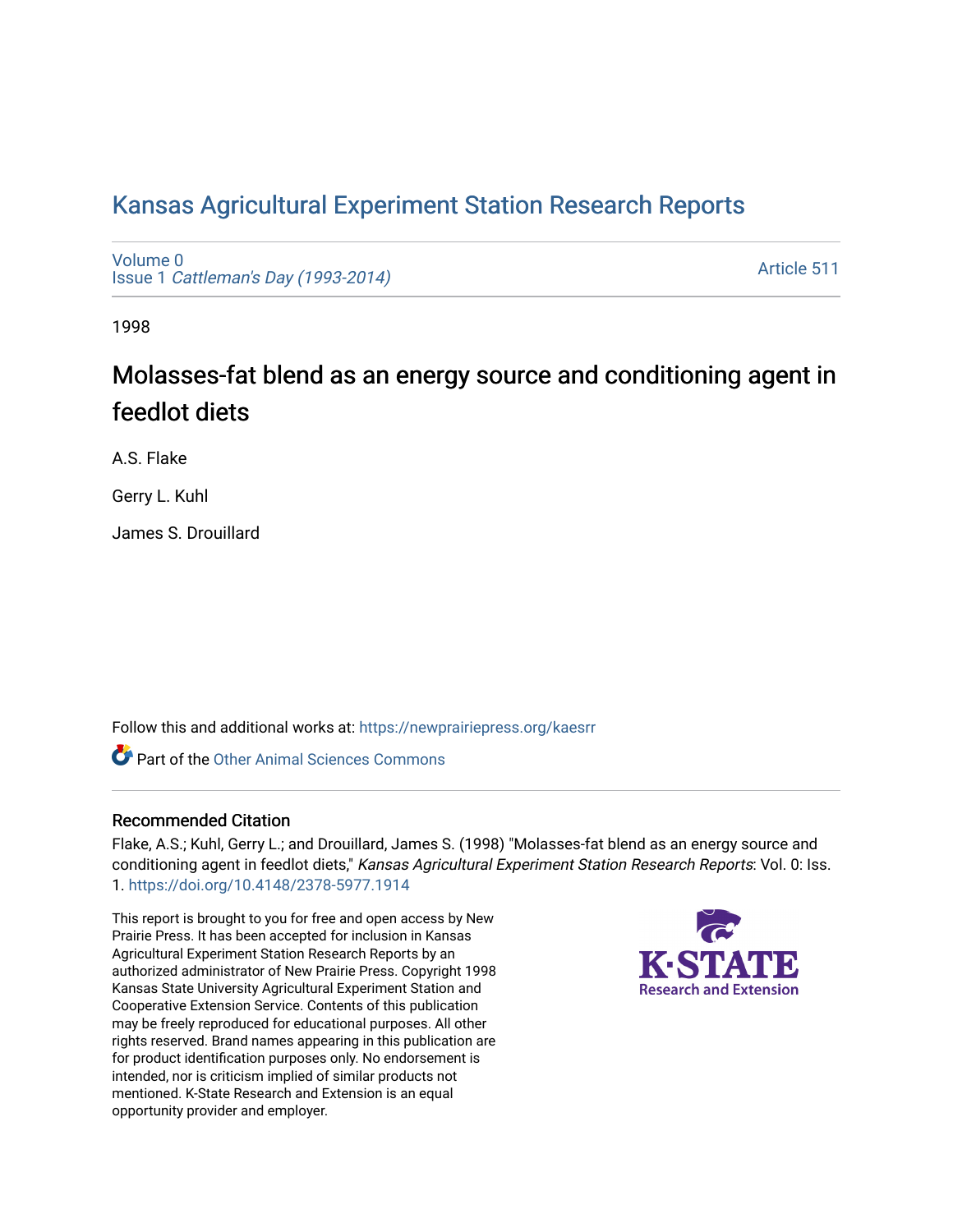# Kansas Agricultural Experiment Station Research Reports

Volume 0
Issue 1 *Cattleman's Day (1993-2014)*

Article 511

1998

## Molasses-fat blend as an energy source and conditioning agent in feedlot diets

A.S. Flake

Gerry L. Kuhl

James S. Drouillard

Follow this and additional works at: https://newprairiepress.org/kaesrr

Part of the Other Animal Sciences Commons

### Recommended Citation

Flake, A.S.; Kuhl, Gerry L.; and Drouillard, James S. (1998) "Molasses-fat blend as an energy source and conditioning agent in feedlot diets," *Kansas Agricultural Experiment Station Research Reports*: Vol. 0: Iss. 1. https://doi.org/10.4148/2378-5977.1914

This report is brought to you for free and open access by New Prairie Press. It has been accepted for inclusion in Kansas Agricultural Experiment Station Research Reports by an authorized administrator of New Prairie Press. Copyright 1998 Kansas State University Agricultural Experiment Station and Cooperative Extension Service. Contents of this publication may be freely reproduced for educational purposes. All other rights reserved. Brand names appearing in this publication are for product identification purposes only. No endorsement is intended, nor is criticism implied of similar products not mentioned. K-State Research and Extension is an equal opportunity provider and employer.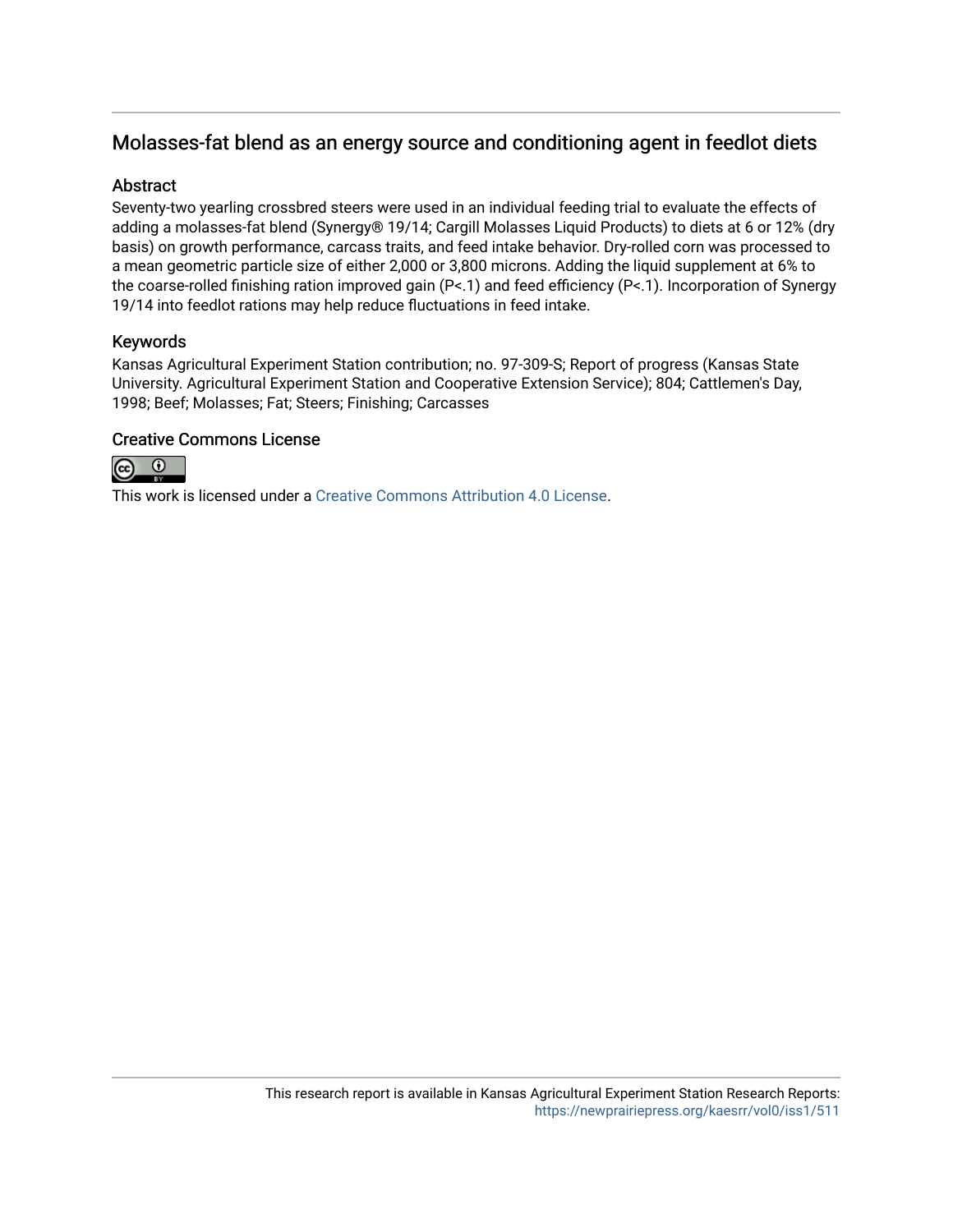## Molasses-fat blend as an energy source and conditioning agent in feedlot diets

### Abstract

Seventy-two yearling crossbred steers were used in an individual feeding trial to evaluate the effects of adding a molasses-fat blend (Synergy® 19/14; Cargill Molasses Liquid Products) to diets at 6 or 12% (dry basis) on growth performance, carcass traits, and feed intake behavior. Dry-rolled corn was processed to a mean geometric particle size of either 2,000 or 3,800 microns. Adding the liquid supplement at 6% to the coarse-rolled finishing ration improved gain (P<.1) and feed efficiency (P<.1). Incorporation of Synergy 19/14 into feedlot rations may help reduce fluctuations in feed intake.

### Keywords

Kansas Agricultural Experiment Station contribution; no. 97-309-S; Report of progress (Kansas State University. Agricultural Experiment Station and Cooperative Extension Service); 804; Cattlemen's Day, 1998; Beef; Molasses; Fat; Steers; Finishing; Carcasses

### Creative Commons License

This work is licensed under a Creative Commons Attribution 4.0 License.

This research report is available in Kansas Agricultural Experiment Station Research Reports: https://newprairiepress.org/kaesrr/vol0/iss1/511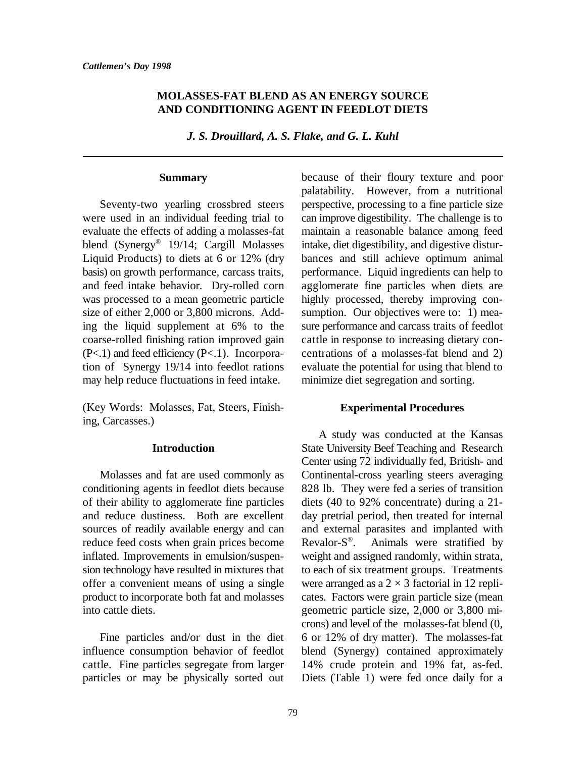# MOLASSES-FAT BLEND AS AN ENERGY SOURCE AND CONDITIONING AGENT IN FEEDLOT DIETS

*J. S. Drouillard, A. S. Flake, and G. L. Kuhl*

## Summary

Seventy-two yearling crossbred steers were used in an individual feeding trial to evaluate the effects of adding a molasses-fat blend (Synergy® 19/14; Cargill Molasses Liquid Products) to diets at 6 or 12% (dry basis) on growth performance, carcass traits, and feed intake behavior. Dry-rolled corn was processed to a mean geometric particle size of either 2,000 or 3,800 microns. Adding the liquid supplement at 6% to the coarse-rolled finishing ration improved gain ($P<.1$) and feed efficiency ($P<.1$). Incorporation of Synergy 19/14 into feedlot rations may help reduce fluctuations in feed intake.

(Key Words: Molasses, Fat, Steers, Finishing, Carcasses.)

## Introduction

Molasses and fat are used commonly as conditioning agents in feedlot diets because of their ability to agglomerate fine particles and reduce dustiness. Both are excellent sources of readily available energy and can reduce feed costs when grain prices become inflated. Improvements in emulsion/suspension technology have resulted in mixtures that offer a convenient means of using a single product to incorporate both fat and molasses into cattle diets.

Fine particles and/or dust in the diet influence consumption behavior of feedlot cattle. Fine particles segregate from larger particles or may be physically sorted out because of their floury texture and poor palatability. However, from a nutritional perspective, processing to a fine particle size can improve digestibility. The challenge is to maintain a reasonable balance among feed intake, diet digestibility, and digestive disturbances and still achieve optimum animal performance. Liquid ingredients can help to agglomerate fine particles when diets are highly processed, thereby improving consumption. Our objectives were to: 1) measure performance and carcass traits of feedlot cattle in response to increasing dietary concentrations of a molasses-fat blend and 2) evaluate the potential for using that blend to minimize diet segregation and sorting.

## Experimental Procedures

A study was conducted at the Kansas State University Beef Teaching and Research Center using 72 individually fed, British- and Continental-cross yearling steers averaging 828 lb. They were fed a series of transition diets (40 to 92% concentrate) during a 21-day pretrial period, then treated for internal and external parasites and implanted with Revalor-S®. Animals were stratified by weight and assigned randomly, within strata, to each of six treatment groups. Treatments were arranged as a $2 \times 3$ factorial in 12 replicates. Factors were grain particle size (mean geometric particle size, 2,000 or 3,800 microns) and level of the molasses-fat blend (0, 6 or 12% of dry matter). The molasses-fat blend (Synergy) contained approximately 14% crude protein and 19% fat, as-fed. Diets (Table 1) were fed once daily for a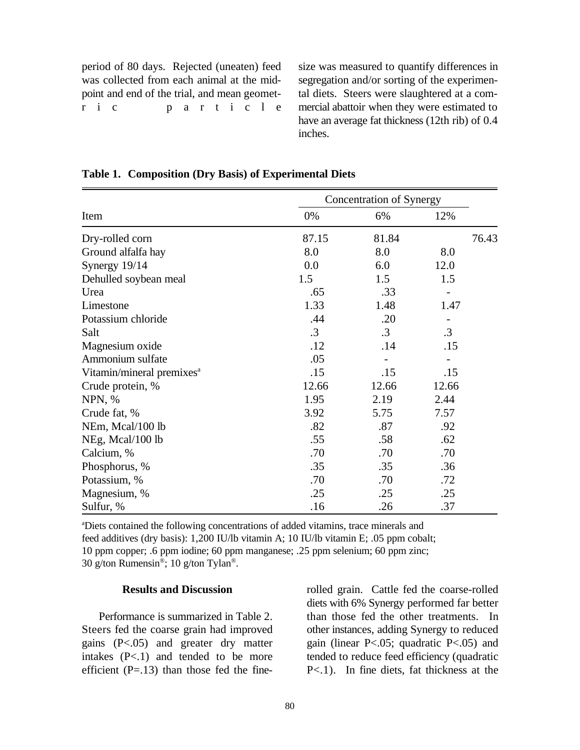period of 80 days. Rejected (uneaten) feed was collected from each animal at the mid-point and end of the trial, and mean geometric particle size was measured to quantify differences in segregation and/or sorting of the experimental diets. Steers were slaughtered at a commercial abattoir when they were estimated to have an average fat thickness (12th rib) of 0.4 inches.

**Table 1. Composition (Dry Basis) of Experimental Diets**

| Item | Concentration of Synergy | | |
|---|---|---|---|
| | 0% | 6% | 12% |
| Dry-rolled corn | 87.15 | 81.84 | 76.43 |
| Ground alfalfa hay | 8.0 | 8.0 | 8.0 |
| Synergy 19/14 | 0.0 | 6.0 | 12.0 |
| Dehulled soybean meal | 1.5 | 1.5 | 1.5 |
| Urea | .65 | .33 | - |
| Limestone | 1.33 | 1.48 | 1.47 |
| Potassium chloride | .44 | .20 | - |
| Salt | .3 | .3 | .3 |
| Magnesium oxide | .12 | .14 | .15 |
| Ammonium sulfate | .05 | - | - |
| Vitamin/mineral premixes[a] | .15 | .15 | .15 |
| Crude protein, % | 12.66 | 12.66 | 12.66 |
| NPN, % | 1.95 | 2.19 | 2.44 |
| Crude fat, % | 3.92 | 5.75 | 7.57 |
| NEm, Mcal/100 lb | .82 | .87 | .92 |
| NEg, Mcal/100 lb | .55 | .58 | .62 |
| Calcium, % | .70 | .70 | .70 |
| Phosphorus, % | .35 | .35 | .36 |
| Potassium, % | .70 | .70 | .72 |
| Magnesium, % | .25 | .25 | .25 |
| Sulfur, % | .16 | .26 | .37 |

[a]Diets contained the following concentrations of added vitamins, trace minerals and feed additives (dry basis): 1,200 IU/lb vitamin A; 10 IU/lb vitamin E; .05 ppm cobalt; 10 ppm copper; .6 ppm iodine; 60 ppm manganese; .25 ppm selenium; 60 ppm zinc; 30 g/ton Rumensin®; 10 g/ton Tylan®.

## Results and Discussion

Performance is summarized in Table 2. Steers fed the coarse grain had improved gains ($P<.05$) and greater dry matter intakes ($P<.1$) and tended to be more efficient ($P=.13$) than those fed the fine-rolled grain. Cattle fed the coarse-rolled diets with 6% Synergy performed far better than those fed the other treatments. In other instances, adding Synergy to reduced gain (linear $P<.05$; quadratic $P<.05$) and tended to reduce feed efficiency (quadratic $P<.1$). In fine diets, fat thickness at the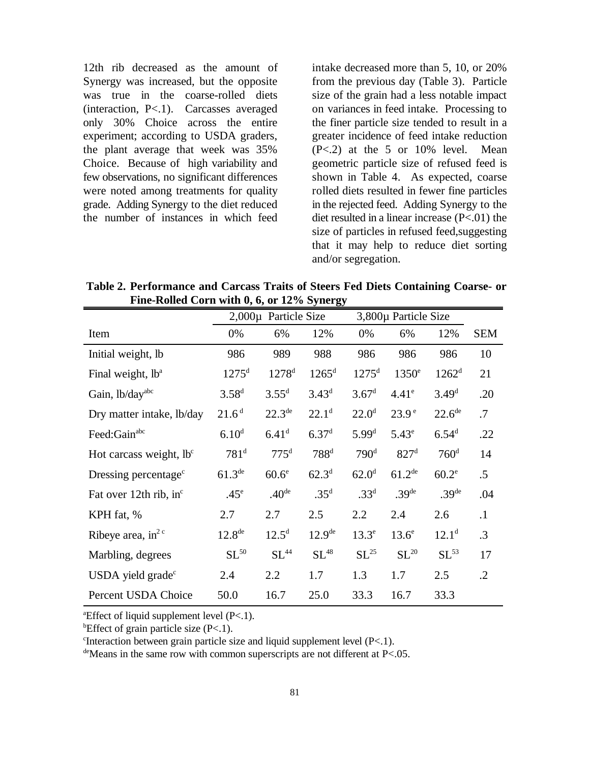12th rib decreased as the amount of Synergy was increased, but the opposite was true in the coarse-rolled diets (interaction, P<.1). Carcasses averaged only 30% Choice across the entire experiment; according to USDA graders, the plant average that week was 35% Choice. Because of high variability and few observations, no significant differences were noted among treatments for quality grade. Adding Synergy to the diet reduced the number of instances in which feed intake decreased more than 5, 10, or 20% from the previous day (Table 3). Particle size of the grain had a less notable impact on variances in feed intake. Processing to the finer particle size tended to result in a greater incidence of feed intake reduction (P<.2) at the 5 or 10% level. Mean geometric particle size of refused feed is shown in Table 4. As expected, coarse rolled diets resulted in fewer fine particles in the rejected feed. Adding Synergy to the diet resulted in a linear increase (P<.01) the size of particles in refused feed,suggesting that it may help to reduce diet sorting and/or segregation.

**Table 2. Performance and Carcass Traits of Steers Fed Diets Containing Coarse- or Fine-Rolled Corn with 0, 6, or 12% Synergy**

| | 2,000µ Particle Size | | | 3,800µ Particle Size | | | |
|---|---|---|---|---|---|---|---|
| Item | 0% | 6% | 12% | 0% | 6% | 12% | SEM |
| Initial weight, lb | 986 | 989 | 988 | 986 | 986 | 986 | 10 |
| Final weight, lb[a] | 1275[d] | 1278[d] | 1265[d] | 1275[d] | 1350[e] | 1262[d] | 21 |
| Gain, lb/day[abc] | 3.58[d] | 3.55[d] | 3.43[d] | 3.67[d] | 4.41[e] | 3.49[d] | .20 |
| Dry matter intake, lb/day | 21.6[d] | 22.3[de] | 22.1[d] | 22.0[d] | 23.9[e] | 22.6[de] | .7 |
| Feed:Gain[abc] | 6.10[d] | 6.41[d] | 6.37[d] | 5.99[d] | 5.43[e] | 6.54[d] | .22 |
| Hot carcass weight, lb[c] | 781[d] | 775[d] | 788[d] | 790[d] | 827[d] | 760[d] | 14 |
| Dressing percentage[c] | 61.3[de] | 60.6[e] | 62.3[d] | 62.0[d] | 61.2[de] | 60.2[e] | .5 |
| Fat over 12th rib, in[c] | .45[e] | .40[de] | .35[d] | .33[d] | .39[de] | .39[de] | .04 |
| KPH fat, % | 2.7 | 2.7 | 2.5 | 2.2 | 2.4 | 2.6 | .1 |
| Ribeye area, $in^2$ [c] | 12.8[de] | 12.5[d] | 12.9[de] | 13.3[e] | 13.6[e] | 12.1[d] | .3 |
| Marbling, degrees | $SL^{50}$ | $SL^{44}$ | $SL^{48}$ | $SL^{25}$ | $SL^{20}$ | $SL^{53}$ | 17 |
| USDA yield grade[c] | 2.4 | 2.2 | 1.7 | 1.3 | 1.7 | 2.5 | .2 |
| Percent USDA Choice | 50.0 | 16.7 | 25.0 | 33.3 | 16.7 | 33.3 | |

[a]Effect of liquid supplement level (P<.1).

[b]Effect of grain particle size (P<.1).

[c]Interaction between grain particle size and liquid supplement level (P<.1).

[de]Means in the same row with common superscripts are not different at P<.05.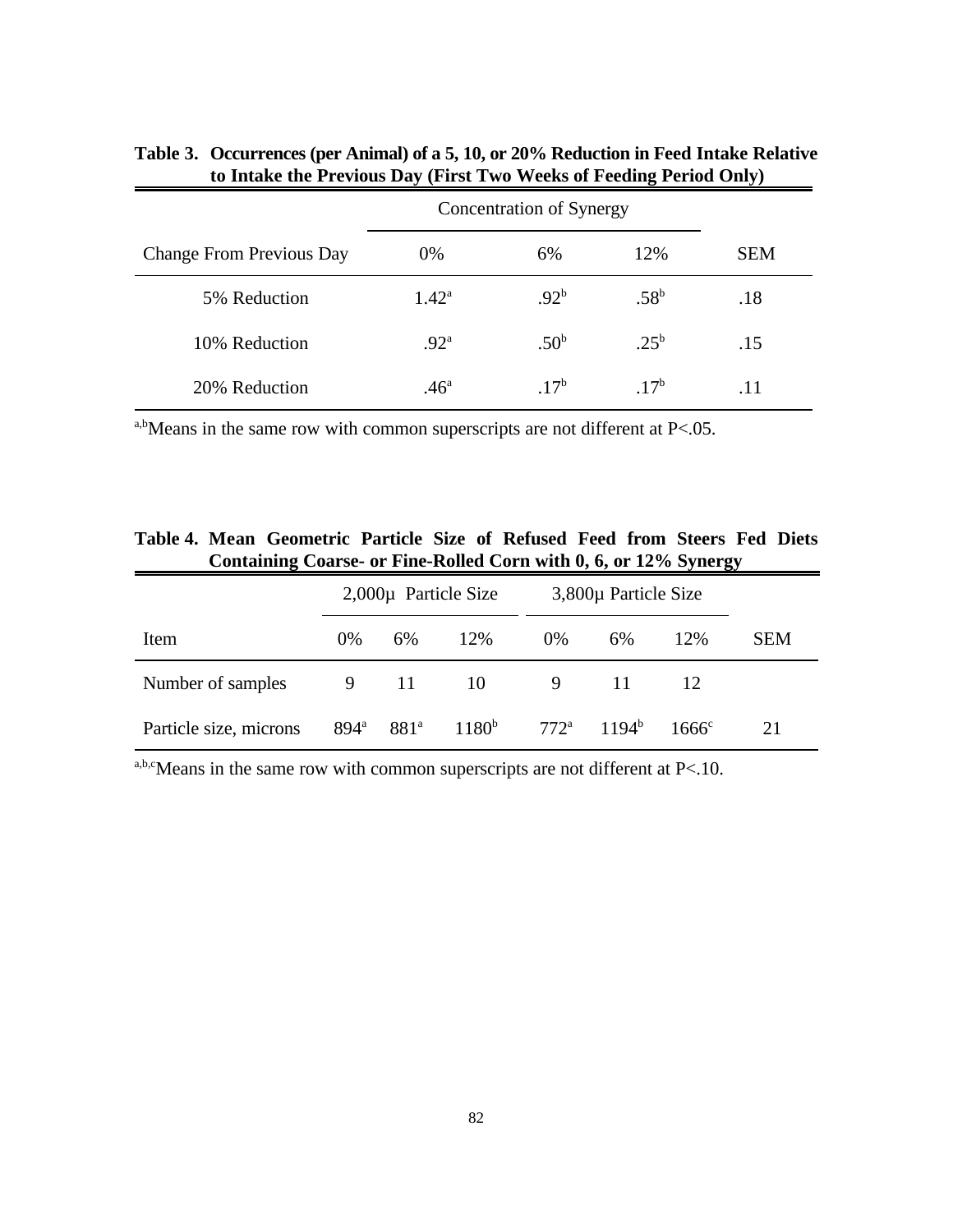**Table 3. Occurrences (per Animal) of a 5, 10, or 20% Reduction in Feed Intake Relative to Intake the Previous Day (First Two Weeks of Feeding Period Only)**

| | Concentration of Synergy | | | |
|---|---|---|---|---|
| Change From Previous Day | 0% | 6% | 12% | SEM |
| 5% Reduction | 1.42[a] | .92[b] | .58[b] | .18 |
| 10% Reduction | .92[a] | .50[b] | .25[b] | .15 |
| 20% Reduction | .46[a] | .17[b] | .17[b] | .11 |

[a,b]Means in the same row with common superscripts are not different at P<.05.

**Table 4. Mean Geometric Particle Size of Refused Feed from Steers Fed Diets Containing Coarse- or Fine-Rolled Corn with 0, 6, or 12% Synergy**

| | 2,000µ Particle Size | | | 3,800µ Particle Size | | | |
|---|---|---|---|---|---|---|---|
| Item | 0% | 6% | 12% | 0% | 6% | 12% | SEM |
| Number of samples | 9 | 11 | 10 | 9 | 11 | 12 | |
| Particle size, microns | 894[a] | 881[a] | 1180[b] | 772[a] | 1194[b] | 1666[c] | 21 |

[a,b,c]Means in the same row with common superscripts are not different at P<.10.